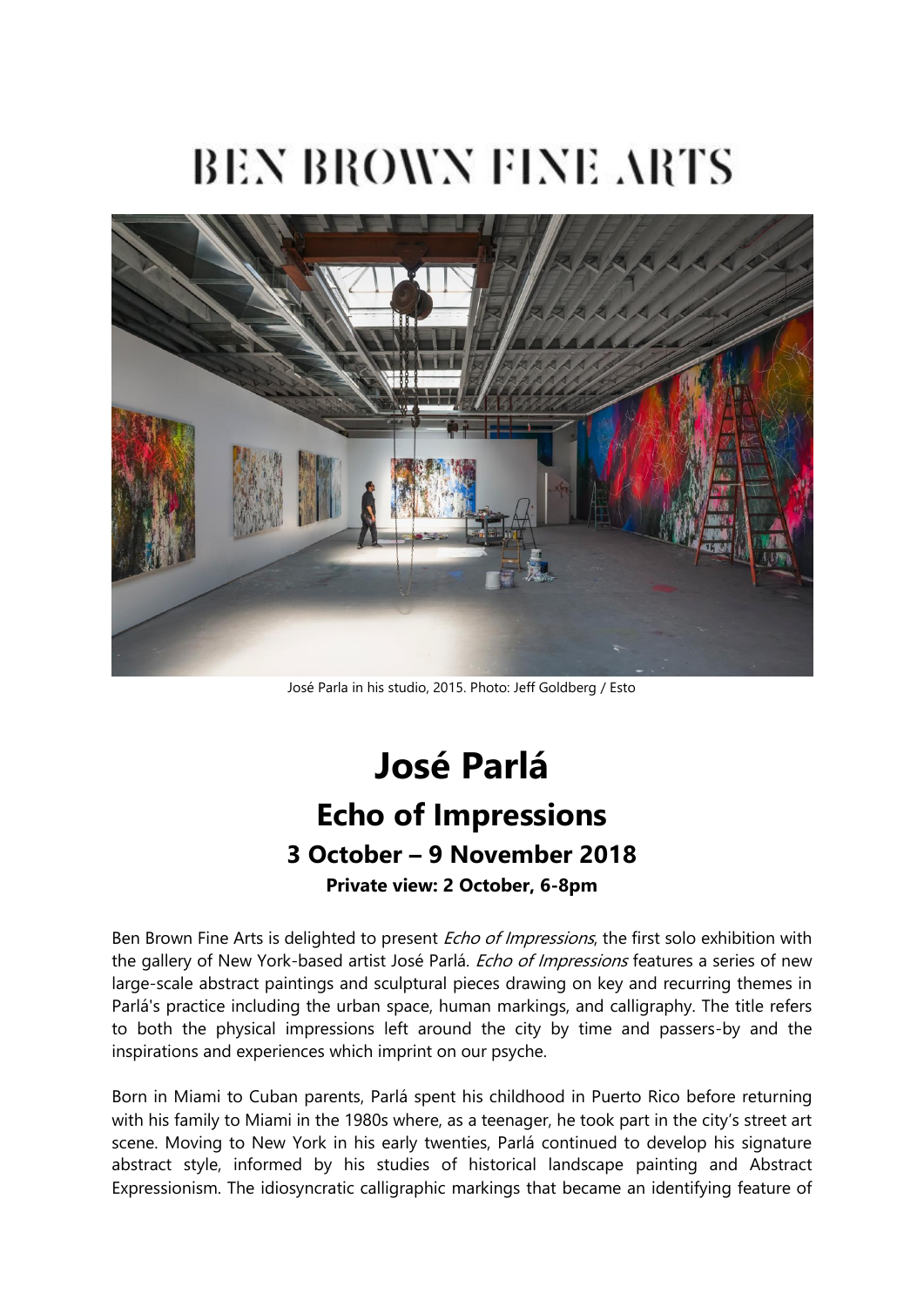# BEN BROWN FINE ARTS

José Parla in his studio, 2015. Photo: Jeff Goldberg / Esto

# José Parlá

## Echo of Impressions

### 3 October – 9 November 2018

**Private view: 2 October, 6-8pm**

Ben Brown Fine Arts is delighted to present *Echo of Impressions*, the first solo exhibition with the gallery of New York-based artist José Parlá. *Echo of Impressions* features a series of new large-scale abstract paintings and sculptural pieces drawing on key and recurring themes in Parlá's practice including the urban space, human markings, and calligraphy. The title refers to both the physical impressions left around the city by time and passers-by and the inspirations and experiences which imprint on our psyche.

Born in Miami to Cuban parents, Parlá spent his childhood in Puerto Rico before returning with his family to Miami in the 1980s where, as a teenager, he took part in the city's street art scene. Moving to New York in his early twenties, Parlá continued to develop his signature abstract style, informed by his studies of historical landscape painting and Abstract Expressionism. The idiosyncratic calligraphic markings that became an identifying feature of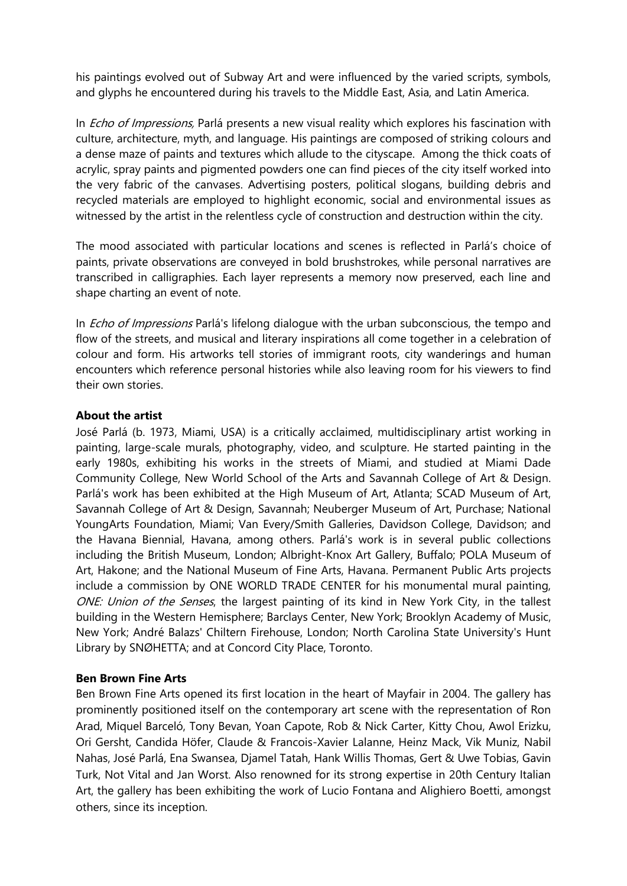his paintings evolved out of Subway Art and were influenced by the varied scripts, symbols, and glyphs he encountered during his travels to the Middle East, Asia, and Latin America.

In *Echo of Impressions,* Parlá presents a new visual reality which explores his fascination with culture, architecture, myth, and language. His paintings are composed of striking colours and a dense maze of paints and textures which allude to the cityscape. Among the thick coats of acrylic, spray paints and pigmented powders one can find pieces of the city itself worked into the very fabric of the canvases. Advertising posters, political slogans, building debris and recycled materials are employed to highlight economic, social and environmental issues as witnessed by the artist in the relentless cycle of construction and destruction within the city.

The mood associated with particular locations and scenes is reflected in Parlá's choice of paints, private observations are conveyed in bold brushstrokes, while personal narratives are transcribed in calligraphies. Each layer represents a memory now preserved, each line and shape charting an event of note.

In *Echo of Impressions* Parlá's lifelong dialogue with the urban subconscious, the tempo and flow of the streets, and musical and literary inspirations all come together in a celebration of colour and form. His artworks tell stories of immigrant roots, city wanderings and human encounters which reference personal histories while also leaving room for his viewers to find their own stories.

**About the artist**

José Parlá (b. 1973, Miami, USA) is a critically acclaimed, multidisciplinary artist working in painting, large-scale murals, photography, video, and sculpture. He started painting in the early 1980s, exhibiting his works in the streets of Miami, and studied at Miami Dade Community College, New World School of the Arts and Savannah College of Art & Design. Parlá's work has been exhibited at the High Museum of Art, Atlanta; SCAD Museum of Art, Savannah College of Art & Design, Savannah; Neuberger Museum of Art, Purchase; National YoungArts Foundation, Miami; Van Every/Smith Galleries, Davidson College, Davidson; and the Havana Biennial, Havana, among others. Parlá's work is in several public collections including the British Museum, London; Albright-Knox Art Gallery, Buffalo; POLA Museum of Art, Hakone; and the National Museum of Fine Arts, Havana. Permanent Public Arts projects include a commission by ONE WORLD TRADE CENTER for his monumental mural painting, *ONE: Union of the Senses*, the largest painting of its kind in New York City, in the tallest building in the Western Hemisphere; Barclays Center, New York; Brooklyn Academy of Music, New York; André Balazs' Chiltern Firehouse, London; North Carolina State University's Hunt Library by SNØHETTA; and at Concord City Place, Toronto.

**Ben Brown Fine Arts**

Ben Brown Fine Arts opened its first location in the heart of Mayfair in 2004. The gallery has prominently positioned itself on the contemporary art scene with the representation of Ron Arad, Miquel Barceló, Tony Bevan, Yoan Capote, Rob & Nick Carter, Kitty Chou, Awol Erizku, Ori Gersht, Candida Höfer, Claude & Francois-Xavier Lalanne, Heinz Mack, Vik Muniz, Nabil Nahas, José Parlá, Ena Swansea, Djamel Tatah, Hank Willis Thomas, Gert & Uwe Tobias, Gavin Turk, Not Vital and Jan Worst. Also renowned for its strong expertise in 20th Century Italian Art, the gallery has been exhibiting the work of Lucio Fontana and Alighiero Boetti, amongst others, since its inception.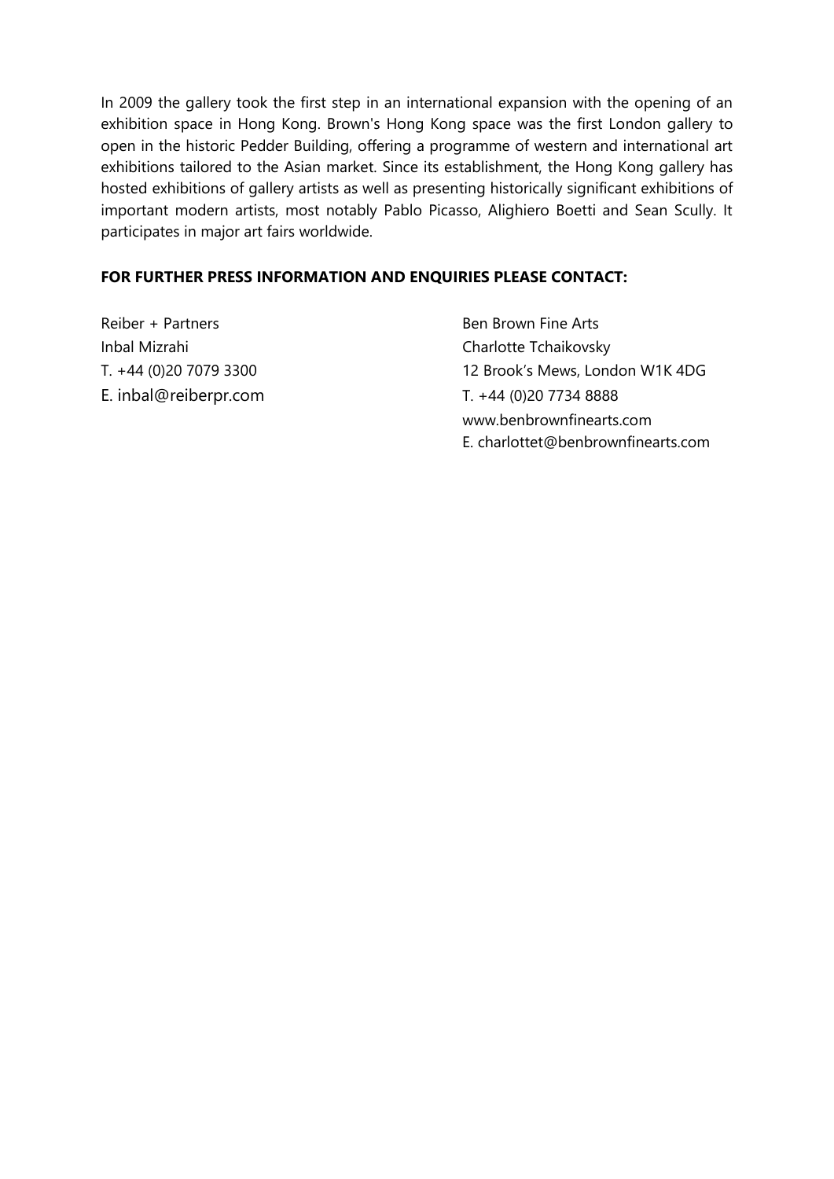In 2009 the gallery took the first step in an international expansion with the opening of an exhibition space in Hong Kong. Brown's Hong Kong space was the first London gallery to open in the historic Pedder Building, offering a programme of western and international art exhibitions tailored to the Asian market. Since its establishment, the Hong Kong gallery has hosted exhibitions of gallery artists as well as presenting historically significant exhibitions of important modern artists, most notably Pablo Picasso, Alighiero Boetti and Sean Scully. It participates in major art fairs worldwide.

**FOR FURTHER PRESS INFORMATION AND ENQUIRIES PLEASE CONTACT:**

Reiber + Partners
Inbal Mizrahi
T. +44 (0)20 7079 3300
E. inbal@reiberpr.com

Ben Brown Fine Arts
Charlotte Tchaikovsky
12 Brook's Mews, London W1K 4DG
T. +44 (0)20 7734 8888
www.benbrownfinearts.com
E. charlottet@benbrownfinearts.com